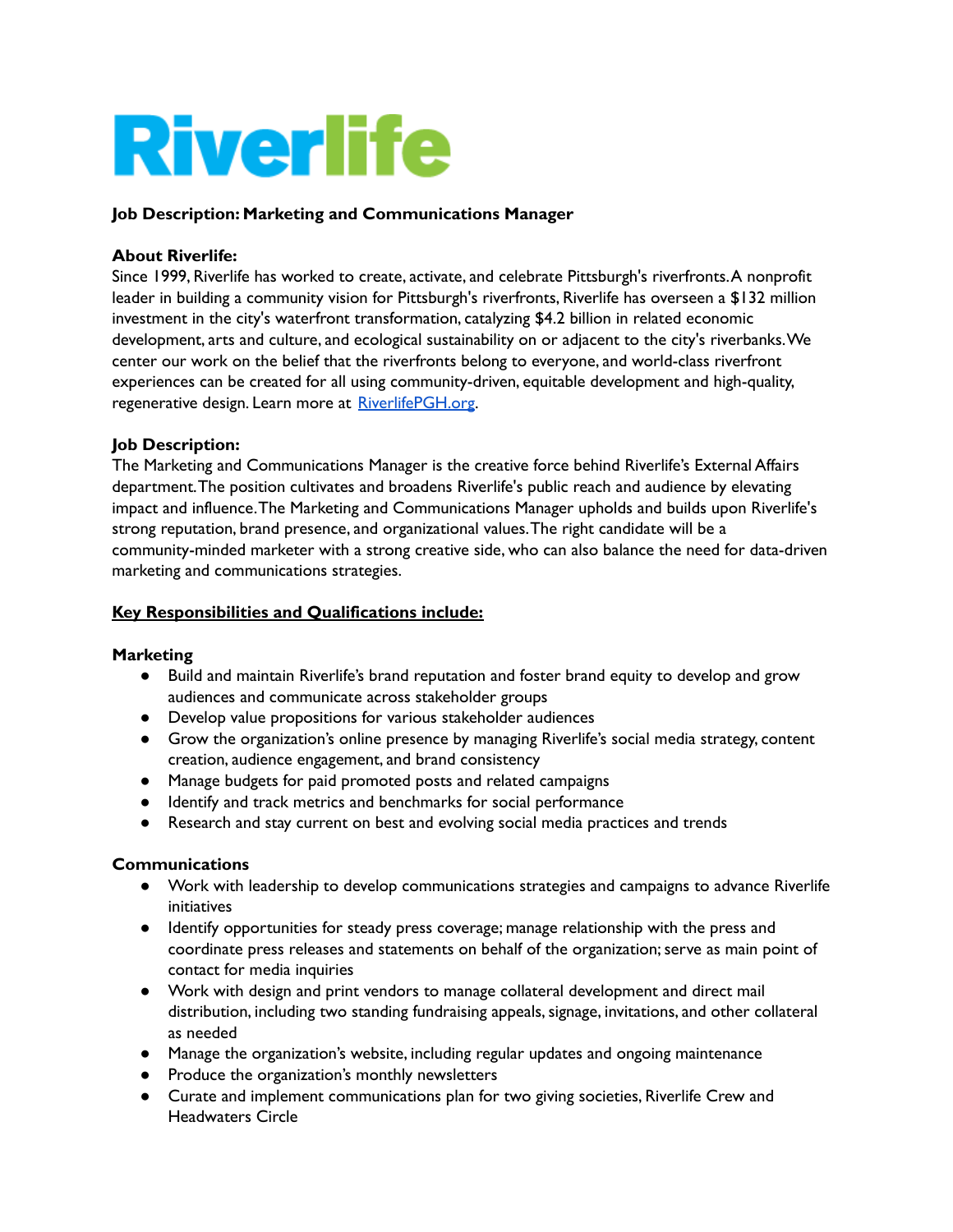# Riverlife

**Job Description: Marketing and Communications Manager**

**About Riverlife:**
Since 1999, Riverlife has worked to create, activate, and celebrate Pittsburgh's riverfronts. A nonprofit leader in building a community vision for Pittsburgh's riverfronts, Riverlife has overseen a $132 million investment in the city's waterfront transformation, catalyzing $4.2 billion in related economic development, arts and culture, and ecological sustainability on or adjacent to the city's riverbanks. We center our work on the belief that the riverfronts belong to everyone, and world-class riverfront experiences can be created for all using community-driven, equitable development and high-quality, regenerative design. Learn more at [RiverlifePGH.org](https://RiverlifePGH.org).

**Job Description:**
The Marketing and Communications Manager is the creative force behind Riverlife's External Affairs department. The position cultivates and broadens Riverlife's public reach and audience by elevating impact and influence. The Marketing and Communications Manager upholds and builds upon Riverlife's strong reputation, brand presence, and organizational values. The right candidate will be a community-minded marketer with a strong creative side, who can also balance the need for data-driven marketing and communications strategies.

**Key Responsibilities and Qualifications include:**

**Marketing**

- Build and maintain Riverlife's brand reputation and foster brand equity to develop and grow audiences and communicate across stakeholder groups
- Develop value propositions for various stakeholder audiences
- Grow the organization's online presence by managing Riverlife's social media strategy, content creation, audience engagement, and brand consistency
- Manage budgets for paid promoted posts and related campaigns
- Identify and track metrics and benchmarks for social performance
- Research and stay current on best and evolving social media practices and trends

**Communications**

- Work with leadership to develop communications strategies and campaigns to advance Riverlife initiatives
- Identify opportunities for steady press coverage; manage relationship with the press and coordinate press releases and statements on behalf of the organization; serve as main point of contact for media inquiries
- Work with design and print vendors to manage collateral development and direct mail distribution, including two standing fundraising appeals, signage, invitations, and other collateral as needed
- Manage the organization's website, including regular updates and ongoing maintenance
- Produce the organization's monthly newsletters
- Curate and implement communications plan for two giving societies, Riverlife Crew and Headwaters Circle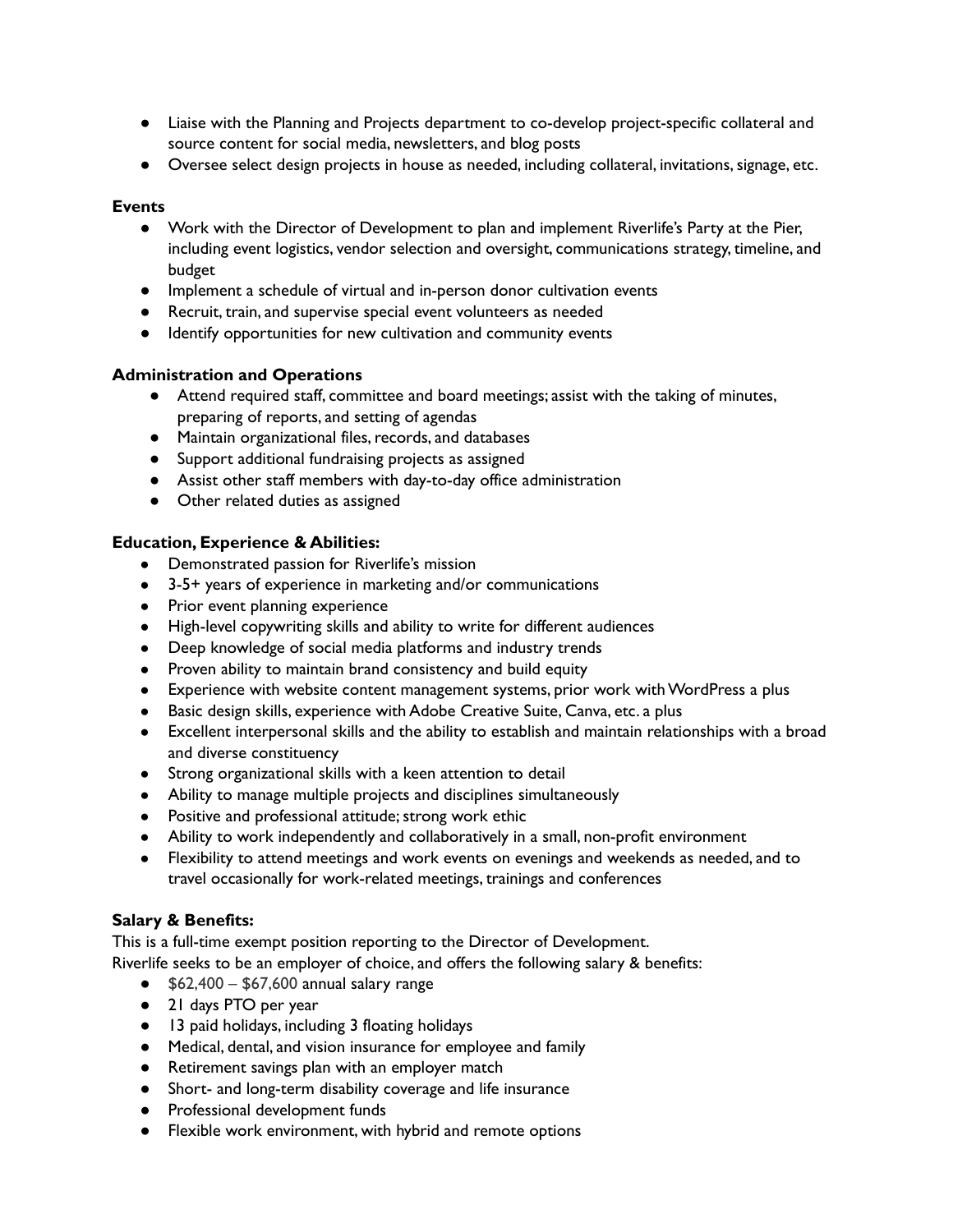- Liaise with the Planning and Projects department to co-develop project-specific collateral and source content for social media, newsletters, and blog posts
- Oversee select design projects in house as needed, including collateral, invitations, signage, etc.

**Events**

- Work with the Director of Development to plan and implement Riverlife's Party at the Pier, including event logistics, vendor selection and oversight, communications strategy, timeline, and budget
- Implement a schedule of virtual and in-person donor cultivation events
- Recruit, train, and supervise special event volunteers as needed
- Identify opportunities for new cultivation and community events

**Administration and Operations**

- Attend required staff, committee and board meetings; assist with the taking of minutes, preparing of reports, and setting of agendas
- Maintain organizational files, records, and databases
- Support additional fundraising projects as assigned
- Assist other staff members with day-to-day office administration
- Other related duties as assigned

**Education, Experience & Abilities:**

- Demonstrated passion for Riverlife's mission
- 3-5+ years of experience in marketing and/or communications
- Prior event planning experience
- High-level copywriting skills and ability to write for different audiences
- Deep knowledge of social media platforms and industry trends
- Proven ability to maintain brand consistency and build equity
- Experience with website content management systems, prior work with WordPress a plus
- Basic design skills, experience with Adobe Creative Suite, Canva, etc. a plus
- Excellent interpersonal skills and the ability to establish and maintain relationships with a broad and diverse constituency
- Strong organizational skills with a keen attention to detail
- Ability to manage multiple projects and disciplines simultaneously
- Positive and professional attitude; strong work ethic
- Ability to work independently and collaboratively in a small, non-profit environment
- Flexibility to attend meetings and work events on evenings and weekends as needed, and to travel occasionally for work-related meetings, trainings and conferences

**Salary & Benefits:**

This is a full-time exempt position reporting to the Director of Development.
Riverlife seeks to be an employer of choice, and offers the following salary & benefits:

- $62,400 – $67,600 annual salary range
- 21 days PTO per year
- 13 paid holidays, including 3 floating holidays
- Medical, dental, and vision insurance for employee and family
- Retirement savings plan with an employer match
- Short- and long-term disability coverage and life insurance
- Professional development funds
- Flexible work environment, with hybrid and remote options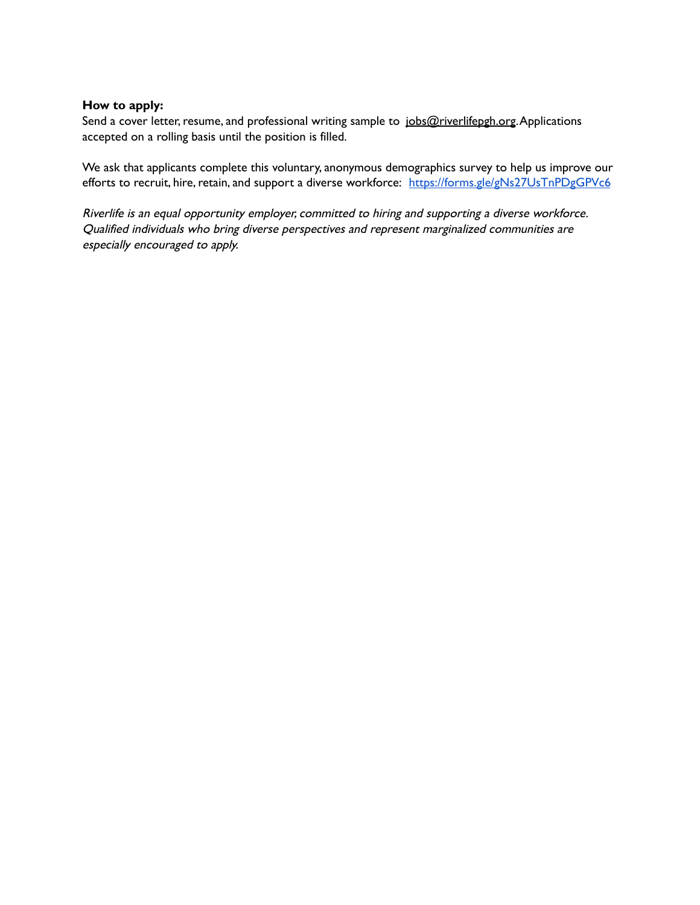**How to apply:**
Send a cover letter, resume, and professional writing sample to jobs@riverlifepgh.org. Applications accepted on a rolling basis until the position is filled.

We ask that applicants complete this voluntary, anonymous demographics survey to help us improve our efforts to recruit, hire, retain, and support a diverse workforce: https://forms.gle/gNs27UsTnPDgGPVc6

*Riverlife is an equal opportunity employer, committed to hiring and supporting a diverse workforce. Qualified individuals who bring diverse perspectives and represent marginalized communities are especially encouraged to apply.*